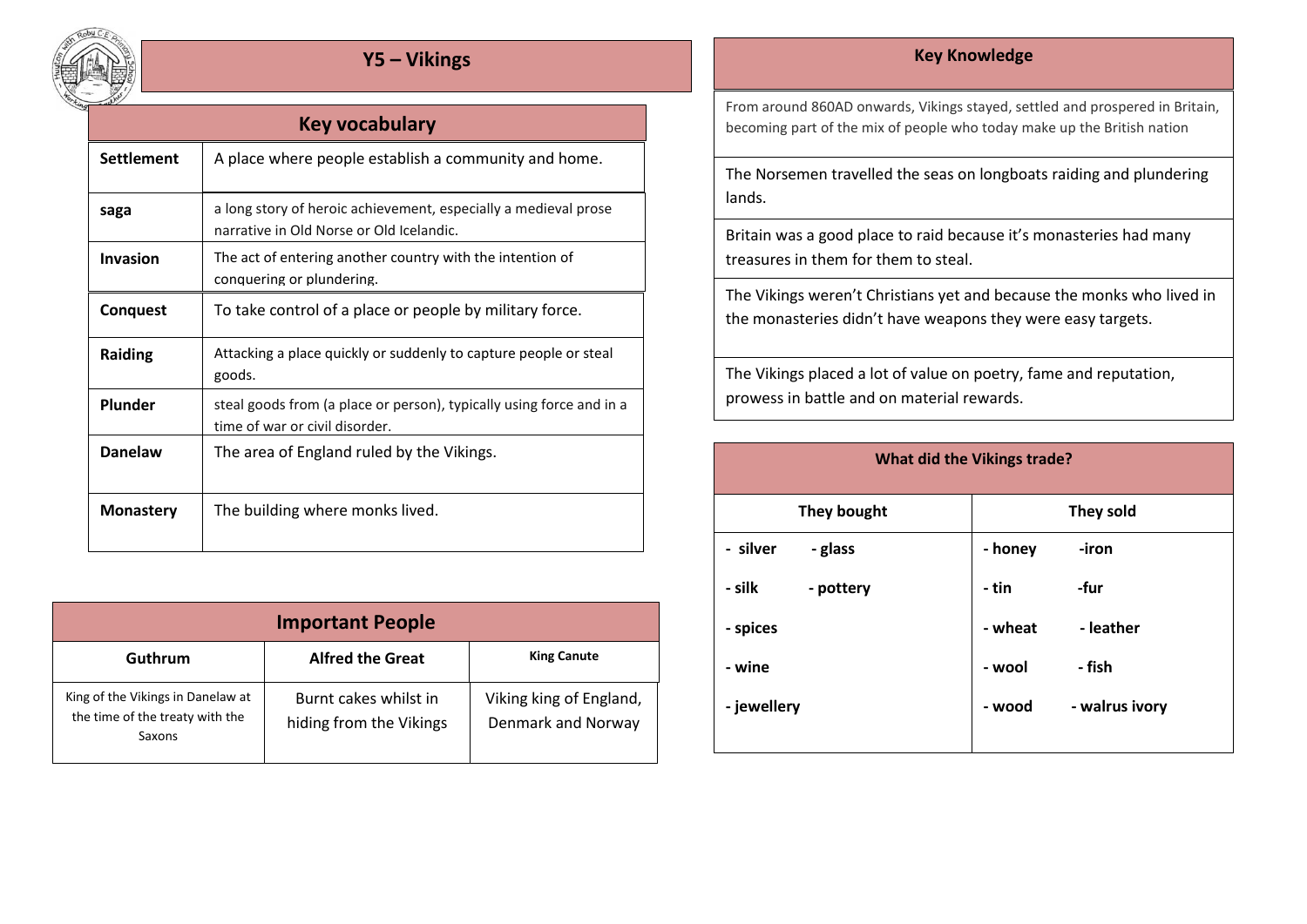# Y5 – Vikings

## Key vocabulary

| | |
|---|---|
| **Settlement** | A place where people establish a community and home. |
| **saga** | a long story of heroic achievement, especially a medieval prose narrative in Old Norse or Old Icelandic. |
| **Invasion** | The act of entering another country with the intention of conquering or plundering. |
| **Conquest** | To take control of a place or people by military force. |
| **Raiding** | Attacking a place quickly or suddenly to capture people or steal goods. |
| **Plunder** | steal goods from (a place or person), typically using force and in a time of war or civil disorder. |
| **Danelaw** | The area of England ruled by the Vikings. |
| **Monastery** | The building where monks lived. |

## Important People

| Guthrum | Alfred the Great | King Canute |
|---|---|---|
| King of the Vikings in Danelaw at the time of the treaty with the Saxons | Burnt cakes whilst in hiding from the Vikings | Viking king of England, Denmark and Norway |

## Key Knowledge

From around 860AD onwards, Vikings stayed, settled and prospered in Britain, becoming part of the mix of people who today make up the British nation

The Norsemen travelled the seas on longboats raiding and plundering lands.

Britain was a good place to raid because it's monasteries had many treasures in them for them to steal.

The Vikings weren't Christians yet and because the monks who lived in the monasteries didn't have weapons they were easy targets.

The Vikings placed a lot of value on poetry, fame and reputation, prowess in battle and on material rewards.

## What did the Vikings trade?

| They bought | They sold |
|---|---|
| **- silver - glass** | **- honey -iron** |
| **- silk - pottery** | **- tin -fur** |
| **- spices** | **- wheat - leather** |
| **- wine** | **- wool - fish** |
| **- jewellery** | **- wood - walrus ivory** |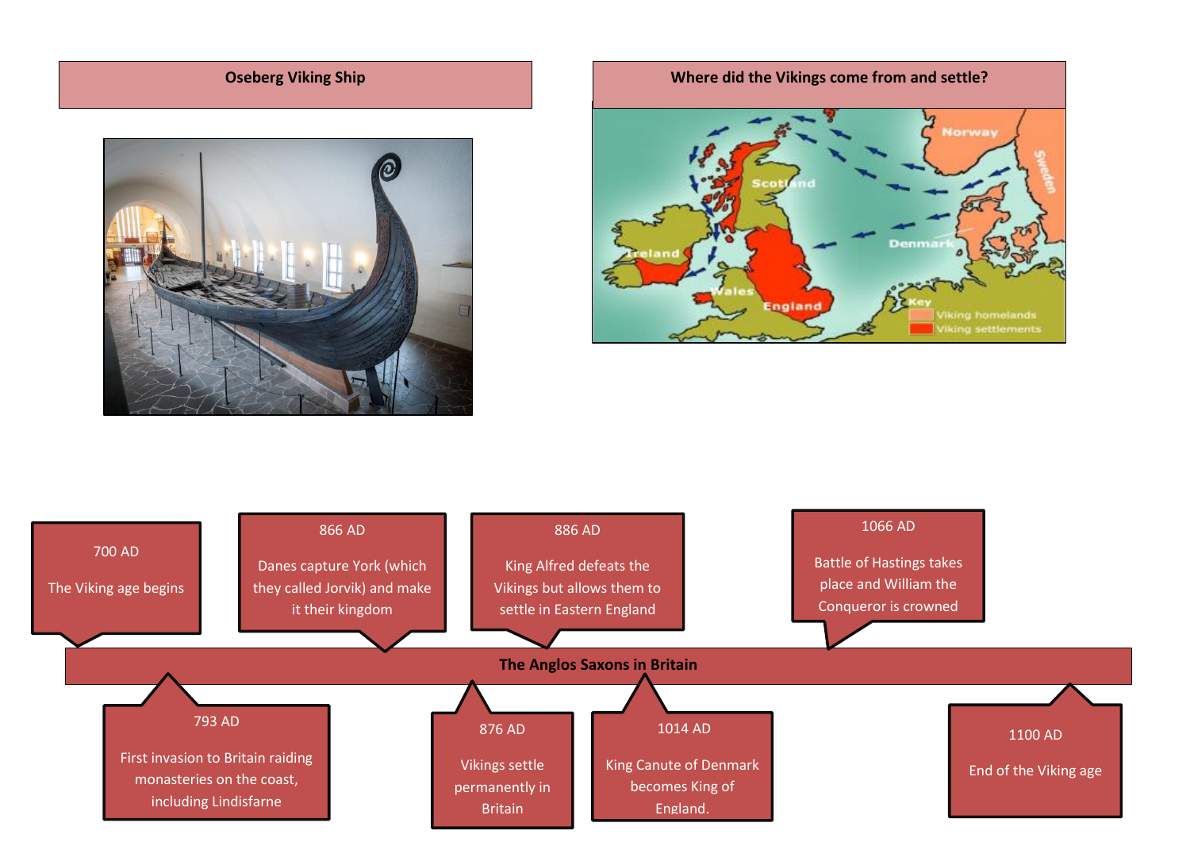## Oseberg Viking Ship

## Where did the Vikings come from and settle?

Norway

Sweden

Scotland

Denmark

Ireland

Wales

England

Key

Viking homelands

Viking settlements

## The Anglos Saxons in Britain

- **700 AD** – The Viking age begins
- **793 AD** – First invasion to Britain raiding monasteries on the coast, including Lindisfarne
- **866 AD** – Danes capture York (which they called Jorvik) and make it their kingdom
- **876 AD** – Vikings settle permanently in Britain
- **886 AD** – King Alfred defeats the Vikings but allows them to settle in Eastern England
- **1014 AD** – King Canute of Denmark becomes King of England.
- **1066 AD** – Battle of Hastings takes place and William the Conqueror is crowned
- **1100 AD** – End of the Viking age